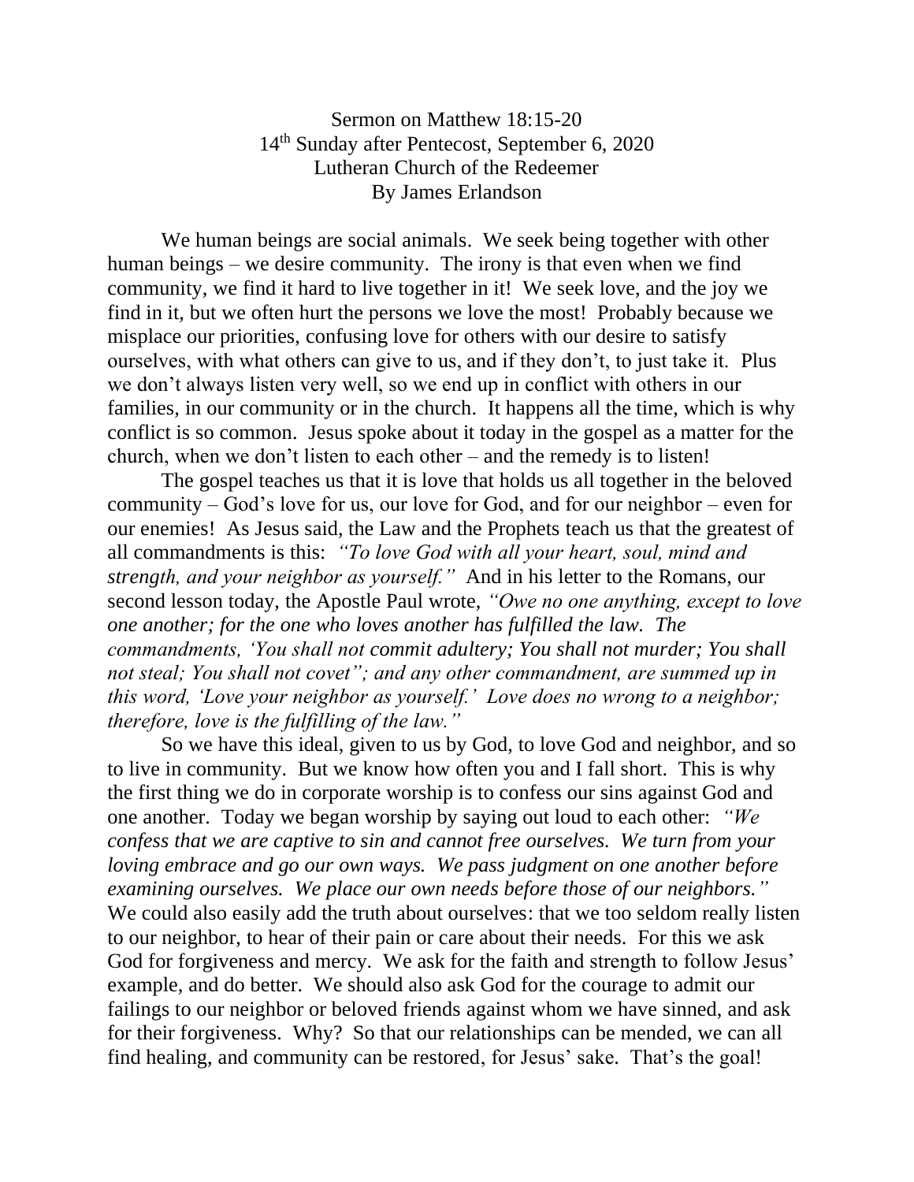Sermon on Matthew 18:15-20
14th Sunday after Pentecost, September 6, 2020
Lutheran Church of the Redeemer
By James Erlandson

We human beings are social animals. We seek being together with other human beings – we desire community. The irony is that even when we find community, we find it hard to live together in it! We seek love, and the joy we find in it, but we often hurt the persons we love the most! Probably because we misplace our priorities, confusing love for others with our desire to satisfy ourselves, with what others can give to us, and if they don't, to just take it. Plus we don't always listen very well, so we end up in conflict with others in our families, in our community or in the church. It happens all the time, which is why conflict is so common. Jesus spoke about it today in the gospel as a matter for the church, when we don't listen to each other – and the remedy is to listen!

The gospel teaches us that it is love that holds us all together in the beloved community – God's love for us, our love for God, and for our neighbor – even for our enemies! As Jesus said, the Law and the Prophets teach us that the greatest of all commandments is this: *"To love God with all your heart, soul, mind and strength, and your neighbor as yourself."* And in his letter to the Romans, our second lesson today, the Apostle Paul wrote, *"Owe no one anything, except to love one another; for the one who loves another has fulfilled the law. The commandments, 'You shall not commit adultery; You shall not murder; You shall not steal; You shall not covet"; and any other commandment, are summed up in this word, 'Love your neighbor as yourself.' Love does no wrong to a neighbor; therefore, love is the fulfilling of the law."*

So we have this ideal, given to us by God, to love God and neighbor, and so to live in community. But we know how often you and I fall short. This is why the first thing we do in corporate worship is to confess our sins against God and one another. Today we began worship by saying out loud to each other: *"We confess that we are captive to sin and cannot free ourselves. We turn from your loving embrace and go our own ways. We pass judgment on one another before examining ourselves. We place our own needs before those of our neighbors."* We could also easily add the truth about ourselves: that we too seldom really listen to our neighbor, to hear of their pain or care about their needs. For this we ask God for forgiveness and mercy. We ask for the faith and strength to follow Jesus' example, and do better. We should also ask God for the courage to admit our failings to our neighbor or beloved friends against whom we have sinned, and ask for their forgiveness. Why? So that our relationships can be mended, we can all find healing, and community can be restored, for Jesus' sake. That's the goal!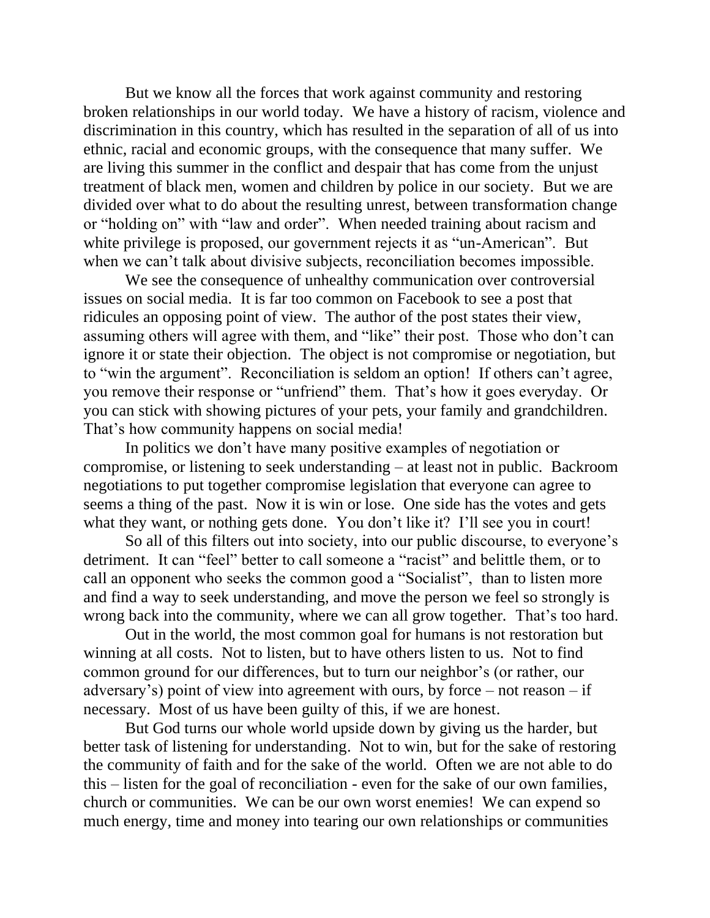But we know all the forces that work against community and restoring broken relationships in our world today. We have a history of racism, violence and discrimination in this country, which has resulted in the separation of all of us into ethnic, racial and economic groups, with the consequence that many suffer. We are living this summer in the conflict and despair that has come from the unjust treatment of black men, women and children by police in our society. But we are divided over what to do about the resulting unrest, between transformation change or "holding on" with "law and order". When needed training about racism and white privilege is proposed, our government rejects it as "un-American". But when we can't talk about divisive subjects, reconciliation becomes impossible.

We see the consequence of unhealthy communication over controversial issues on social media. It is far too common on Facebook to see a post that ridicules an opposing point of view. The author of the post states their view, assuming others will agree with them, and "like" their post. Those who don't can ignore it or state their objection. The object is not compromise or negotiation, but to "win the argument". Reconciliation is seldom an option! If others can't agree, you remove their response or "unfriend" them. That's how it goes everyday. Or you can stick with showing pictures of your pets, your family and grandchildren. That's how community happens on social media!

In politics we don't have many positive examples of negotiation or compromise, or listening to seek understanding – at least not in public. Backroom negotiations to put together compromise legislation that everyone can agree to seems a thing of the past. Now it is win or lose. One side has the votes and gets what they want, or nothing gets done. You don't like it? I'll see you in court!

So all of this filters out into society, into our public discourse, to everyone's detriment. It can "feel" better to call someone a "racist" and belittle them, or to call an opponent who seeks the common good a "Socialist", than to listen more and find a way to seek understanding, and move the person we feel so strongly is wrong back into the community, where we can all grow together. That's too hard.

Out in the world, the most common goal for humans is not restoration but winning at all costs. Not to listen, but to have others listen to us. Not to find common ground for our differences, but to turn our neighbor's (or rather, our adversary's) point of view into agreement with ours, by force – not reason – if necessary. Most of us have been guilty of this, if we are honest.

But God turns our whole world upside down by giving us the harder, but better task of listening for understanding. Not to win, but for the sake of restoring the community of faith and for the sake of the world. Often we are not able to do this – listen for the goal of reconciliation - even for the sake of our own families, church or communities. We can be our own worst enemies! We can expend so much energy, time and money into tearing our own relationships or communities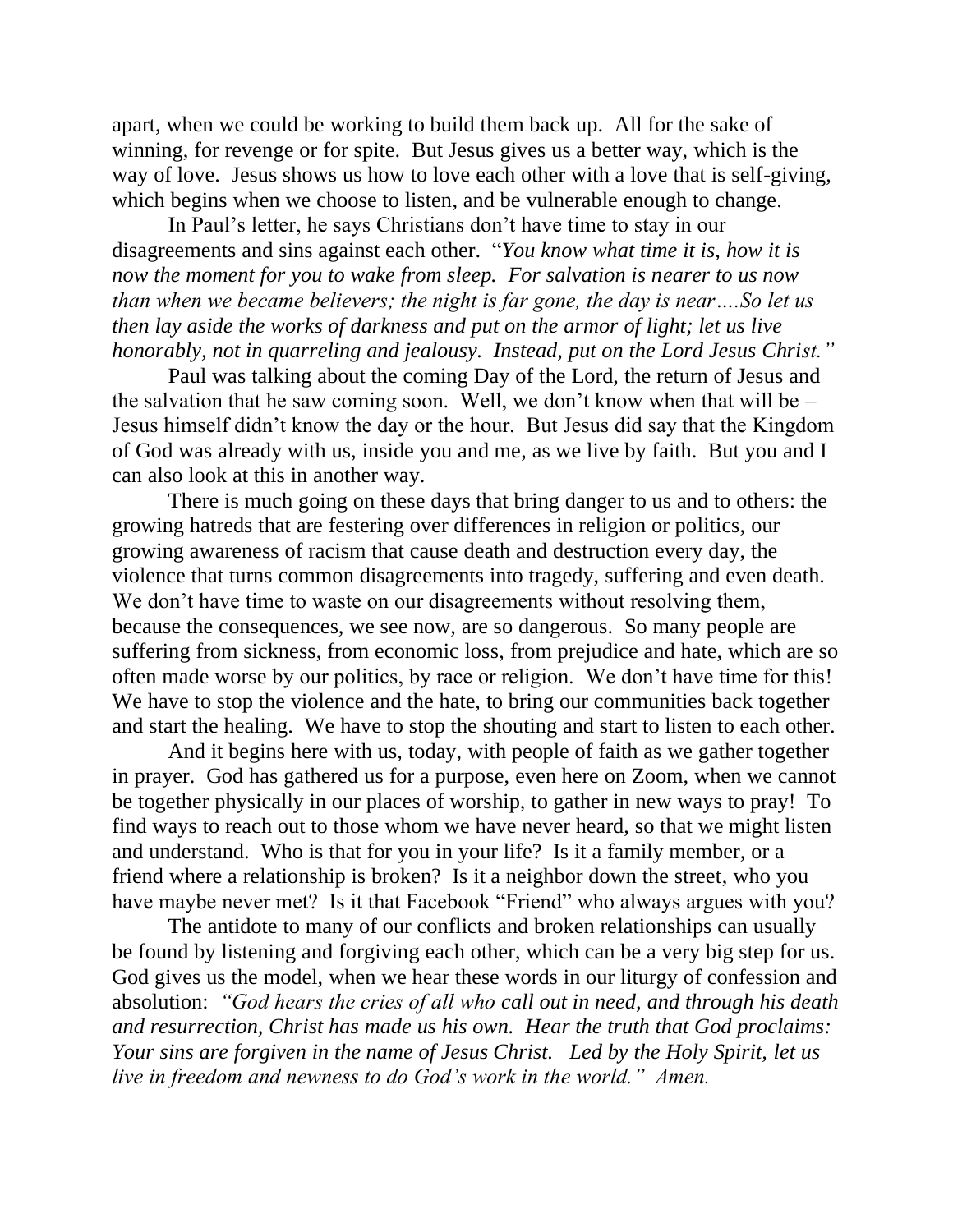apart, when we could be working to build them back up. All for the sake of winning, for revenge or for spite. But Jesus gives us a better way, which is the way of love. Jesus shows us how to love each other with a love that is self-giving, which begins when we choose to listen, and be vulnerable enough to change.

In Paul's letter, he says Christians don't have time to stay in our disagreements and sins against each other. "*You know what time it is, how it is now the moment for you to wake from sleep. For salvation is nearer to us now than when we became believers; the night is far gone, the day is near….So let us then lay aside the works of darkness and put on the armor of light; let us live honorably, not in quarreling and jealousy. Instead, put on the Lord Jesus Christ."*

Paul was talking about the coming Day of the Lord, the return of Jesus and the salvation that he saw coming soon. Well, we don't know when that will be – Jesus himself didn't know the day or the hour. But Jesus did say that the Kingdom of God was already with us, inside you and me, as we live by faith. But you and I can also look at this in another way.

There is much going on these days that bring danger to us and to others: the growing hatreds that are festering over differences in religion or politics, our growing awareness of racism that cause death and destruction every day, the violence that turns common disagreements into tragedy, suffering and even death. We don't have time to waste on our disagreements without resolving them, because the consequences, we see now, are so dangerous. So many people are suffering from sickness, from economic loss, from prejudice and hate, which are so often made worse by our politics, by race or religion. We don't have time for this! We have to stop the violence and the hate, to bring our communities back together and start the healing. We have to stop the shouting and start to listen to each other.

And it begins here with us, today, with people of faith as we gather together in prayer. God has gathered us for a purpose, even here on Zoom, when we cannot be together physically in our places of worship, to gather in new ways to pray! To find ways to reach out to those whom we have never heard, so that we might listen and understand. Who is that for you in your life? Is it a family member, or a friend where a relationship is broken? Is it a neighbor down the street, who you have maybe never met? Is it that Facebook "Friend" who always argues with you?

The antidote to many of our conflicts and broken relationships can usually be found by listening and forgiving each other, which can be a very big step for us. God gives us the model, when we hear these words in our liturgy of confession and absolution: *"God hears the cries of all who call out in need, and through his death and resurrection, Christ has made us his own. Hear the truth that God proclaims: Your sins are forgiven in the name of Jesus Christ. Led by the Holy Spirit, let us live in freedom and newness to do God's work in the world." Amen.*